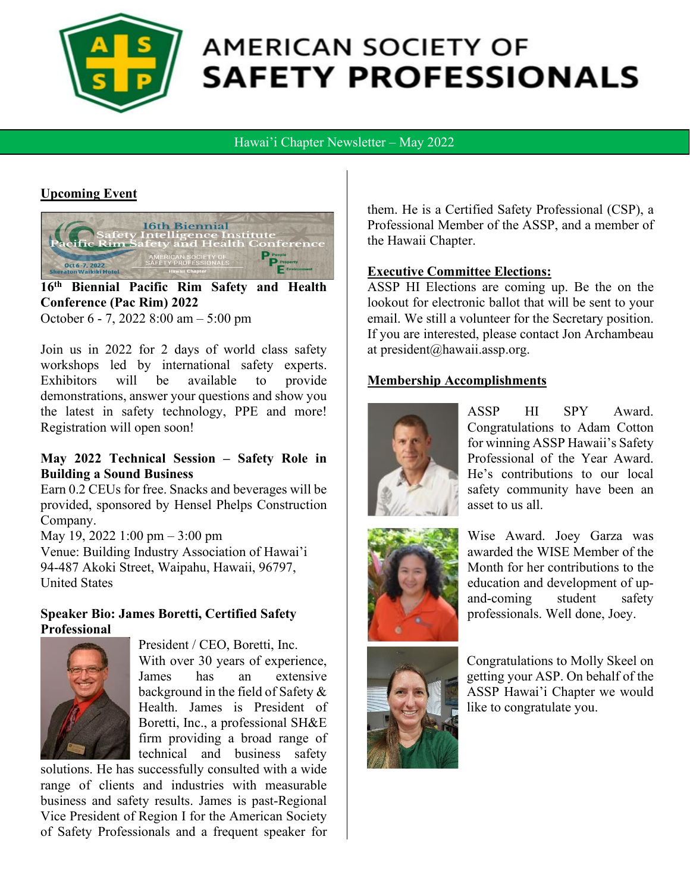# AMERICAN SOCIETY OF SAFETY PROFESSIONALS

Hawai'i Chapter Newsletter – May 2022

## Upcoming Event

**16th Biennial Pacific Rim Safety and Health Conference (Pac Rim) 2022**
October 6 - 7, 2022 8:00 am – 5:00 pm

Join us in 2022 for 2 days of world class safety workshops led by international safety experts. Exhibitors will be available to provide demonstrations, answer your questions and show you the latest in safety technology, PPE and more! Registration will open soon!

**May 2022 Technical Session – Safety Role in Building a Sound Business**
Earn 0.2 CEUs for free. Snacks and beverages will be provided, sponsored by Hensel Phelps Construction Company.
May 19, 2022 1:00 pm – 3:00 pm
Venue: Building Industry Association of Hawai'i
94-487 Akoki Street, Waipahu, Hawaii, 96797, United States

**Speaker Bio: James Boretti, Certified Safety Professional**

President / CEO, Boretti, Inc.
With over 30 years of experience, James has an extensive background in the field of Safety & Health. James is President of Boretti, Inc., a professional SH&E firm providing a broad range of technical and business safety solutions. He has successfully consulted with a wide range of clients and industries with measurable business and safety results. James is past-Regional Vice President of Region I for the American Society of Safety Professionals and a frequent speaker for them. He is a Certified Safety Professional (CSP), a Professional Member of the ASSP, and a member of the Hawaii Chapter.

## Executive Committee Elections:

ASSP HI Elections are coming up. Be the on the lookout for electronic ballot that will be sent to your email. We still a volunteer for the Secretary position. If you are interested, please contact Jon Archambeau at president@hawaii.assp.org.

## Membership Accomplishments

ASSP HI SPY Award. Congratulations to Adam Cotton for winning ASSP Hawaii's Safety Professional of the Year Award. He's contributions to our local safety community have been an asset to us all.

Wise Award. Joey Garza was awarded the WISE Member of the Month for her contributions to the education and development of up-and-coming student safety professionals. Well done, Joey.

Congratulations to Molly Skeel on getting your ASP. On behalf of the ASSP Hawai'i Chapter we would like to congratulate you.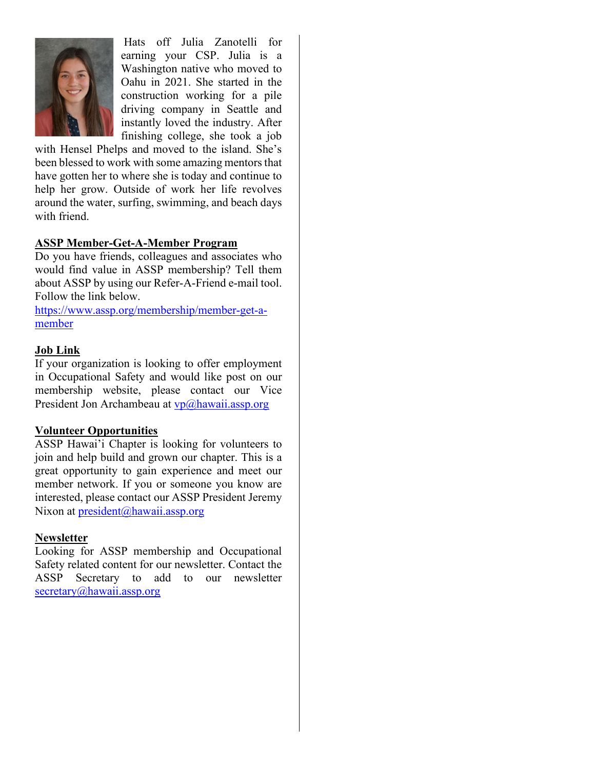Hats off Julia Zanotelli for earning your CSP. Julia is a Washington native who moved to Oahu in 2021. She started in the construction working for a pile driving company in Seattle and instantly loved the industry. After finishing college, she took a job with Hensel Phelps and moved to the island. She's been blessed to work with some amazing mentors that have gotten her to where she is today and continue to help her grow. Outside of work her life revolves around the water, surfing, swimming, and beach days with friend.

**ASSP Member-Get-A-Member Program**

Do you have friends, colleagues and associates who would find value in ASSP membership? Tell them about ASSP by using our Refer-A-Friend e-mail tool. Follow the link below.

https://www.assp.org/membership/member-get-a-member

**Job Link**

If your organization is looking to offer employment in Occupational Safety and would like post on our membership website, please contact our Vice President Jon Archambeau at vp@hawaii.assp.org

**Volunteer Opportunities**

ASSP Hawai'i Chapter is looking for volunteers to join and help build and grown our chapter. This is a great opportunity to gain experience and meet our member network. If you or someone you know are interested, please contact our ASSP President Jeremy Nixon at president@hawaii.assp.org

**Newsletter**

Looking for ASSP membership and Occupational Safety related content for our newsletter. Contact the ASSP Secretary to add to our newsletter secretary@hawaii.assp.org